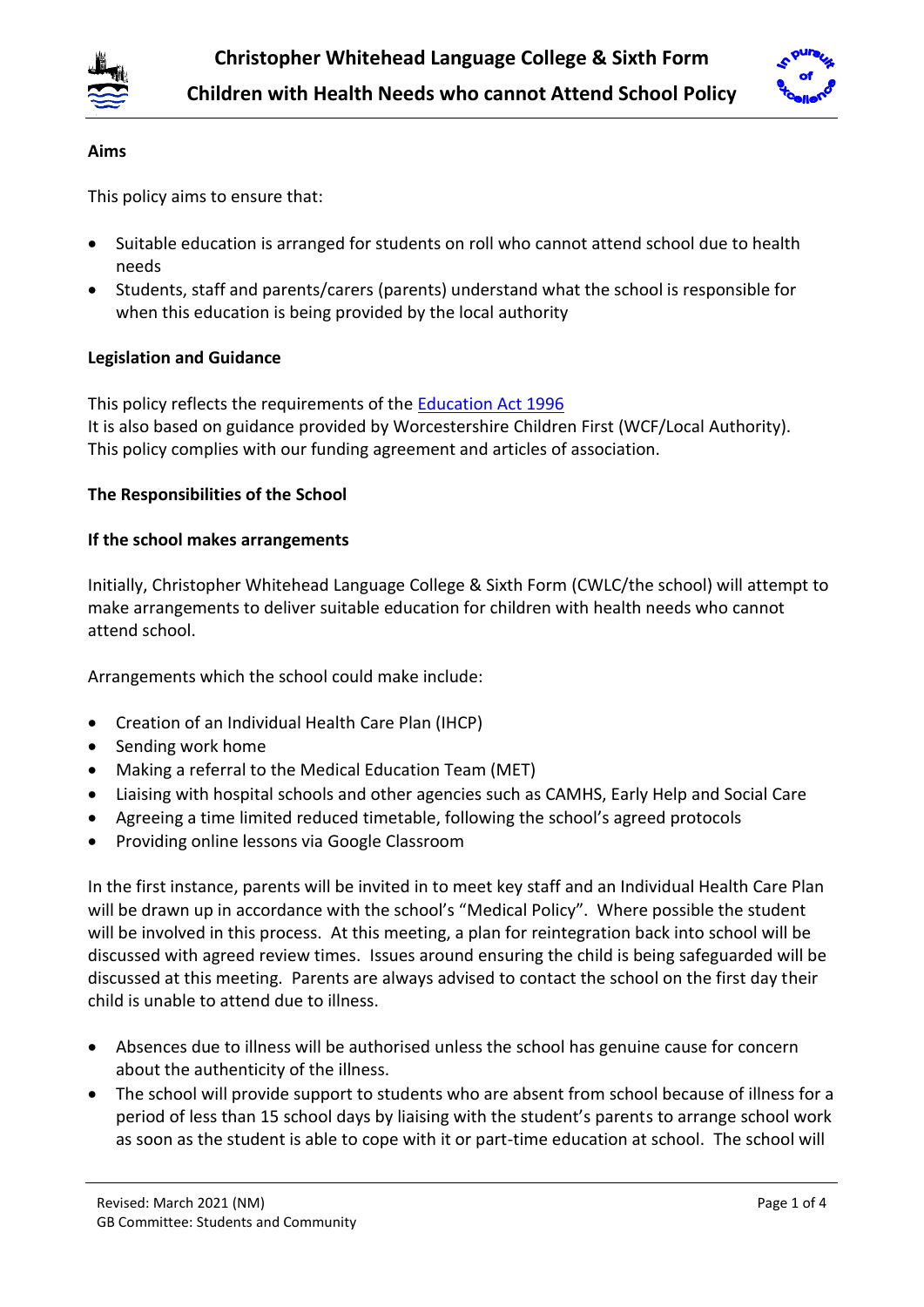# Christopher Whitehead Language College & Sixth Form

## Children with Health Needs who cannot Attend School Policy

**Aims**

This policy aims to ensure that:

- Suitable education is arranged for students on roll who cannot attend school due to health needs
- Students, staff and parents/carers (parents) understand what the school is responsible for when this education is being provided by the local authority

**Legislation and Guidance**

This policy reflects the requirements of the Education Act 1996
It is also based on guidance provided by Worcestershire Children First (WCF/Local Authority).
This policy complies with our funding agreement and articles of association.

**The Responsibilities of the School**

**If the school makes arrangements**

Initially, Christopher Whitehead Language College & Sixth Form (CWLC/the school) will attempt to make arrangements to deliver suitable education for children with health needs who cannot attend school.

Arrangements which the school could make include:

- Creation of an Individual Health Care Plan (IHCP)
- Sending work home
- Making a referral to the Medical Education Team (MET)
- Liaising with hospital schools and other agencies such as CAMHS, Early Help and Social Care
- Agreeing a time limited reduced timetable, following the school's agreed protocols
- Providing online lessons via Google Classroom

In the first instance, parents will be invited in to meet key staff and an Individual Health Care Plan will be drawn up in accordance with the school's "Medical Policy". Where possible the student will be involved in this process. At this meeting, a plan for reintegration back into school will be discussed with agreed review times. Issues around ensuring the child is being safeguarded will be discussed at this meeting. Parents are always advised to contact the school on the first day their child is unable to attend due to illness.

- Absences due to illness will be authorised unless the school has genuine cause for concern about the authenticity of the illness.
- The school will provide support to students who are absent from school because of illness for a period of less than 15 school days by liaising with the student's parents to arrange school work as soon as the student is able to cope with it or part-time education at school. The school will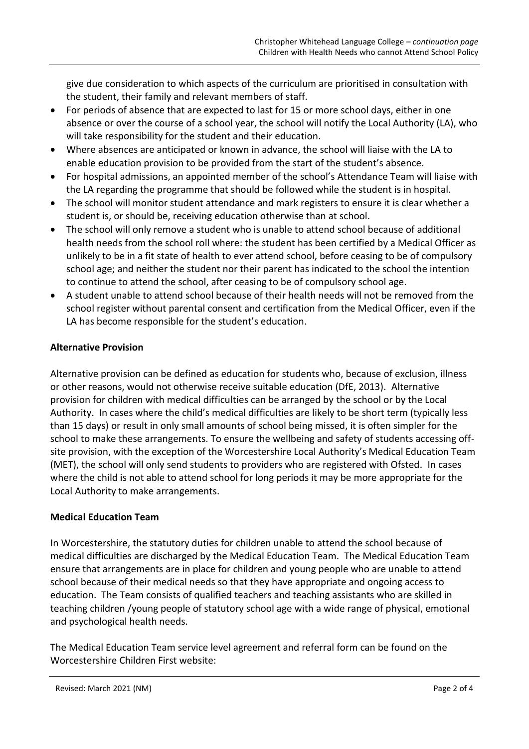give due consideration to which aspects of the curriculum are prioritised in consultation with the student, their family and relevant members of staff.

- For periods of absence that are expected to last for 15 or more school days, either in one absence or over the course of a school year, the school will notify the Local Authority (LA), who will take responsibility for the student and their education.
- Where absences are anticipated or known in advance, the school will liaise with the LA to enable education provision to be provided from the start of the student's absence.
- For hospital admissions, an appointed member of the school's Attendance Team will liaise with the LA regarding the programme that should be followed while the student is in hospital.
- The school will monitor student attendance and mark registers to ensure it is clear whether a student is, or should be, receiving education otherwise than at school.
- The school will only remove a student who is unable to attend school because of additional health needs from the school roll where: the student has been certified by a Medical Officer as unlikely to be in a fit state of health to ever attend school, before ceasing to be of compulsory school age; and neither the student nor their parent has indicated to the school the intention to continue to attend the school, after ceasing to be of compulsory school age.
- A student unable to attend school because of their health needs will not be removed from the school register without parental consent and certification from the Medical Officer, even if the LA has become responsible for the student's education.

**Alternative Provision**

Alternative provision can be defined as education for students who, because of exclusion, illness or other reasons, would not otherwise receive suitable education (DfE, 2013). Alternative provision for children with medical difficulties can be arranged by the school or by the Local Authority. In cases where the child's medical difficulties are likely to be short term (typically less than 15 days) or result in only small amounts of school being missed, it is often simpler for the school to make these arrangements. To ensure the wellbeing and safety of students accessing off-site provision, with the exception of the Worcestershire Local Authority's Medical Education Team (MET), the school will only send students to providers who are registered with Ofsted. In cases where the child is not able to attend school for long periods it may be more appropriate for the Local Authority to make arrangements.

**Medical Education Team**

In Worcestershire, the statutory duties for children unable to attend the school because of medical difficulties are discharged by the Medical Education Team. The Medical Education Team ensure that arrangements are in place for children and young people who are unable to attend school because of their medical needs so that they have appropriate and ongoing access to education. The Team consists of qualified teachers and teaching assistants who are skilled in teaching children /young people of statutory school age with a wide range of physical, emotional and psychological health needs.

The Medical Education Team service level agreement and referral form can be found on the Worcestershire Children First website: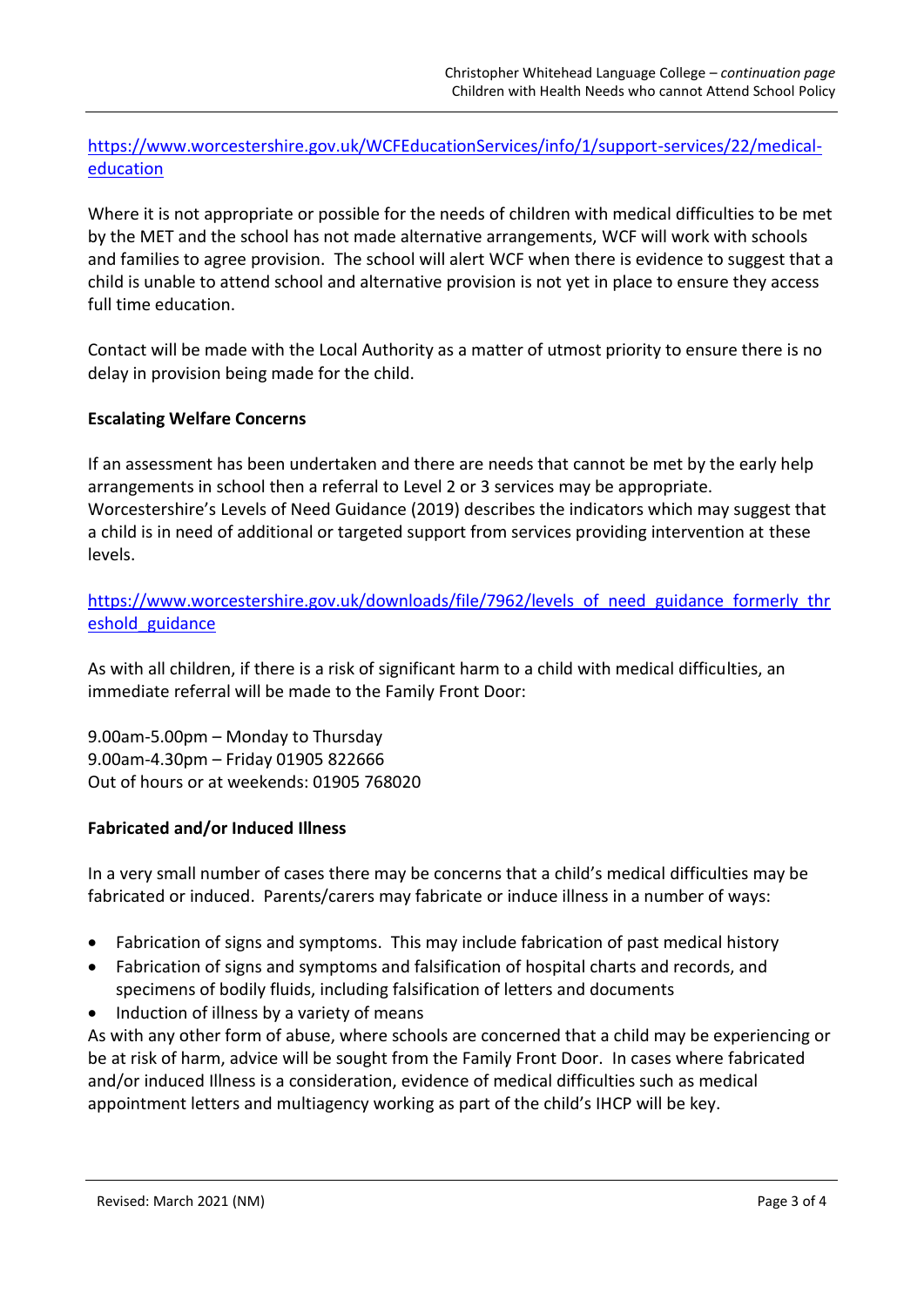https://www.worcestershire.gov.uk/WCFEducationServices/info/1/support-services/22/medical-education

Where it is not appropriate or possible for the needs of children with medical difficulties to be met by the MET and the school has not made alternative arrangements, WCF will work with schools and families to agree provision. The school will alert WCF when there is evidence to suggest that a child is unable to attend school and alternative provision is not yet in place to ensure they access full time education.

Contact will be made with the Local Authority as a matter of utmost priority to ensure there is no delay in provision being made for the child.

**Escalating Welfare Concerns**

If an assessment has been undertaken and there are needs that cannot be met by the early help arrangements in school then a referral to Level 2 or 3 services may be appropriate. Worcestershire's Levels of Need Guidance (2019) describes the indicators which may suggest that a child is in need of additional or targeted support from services providing intervention at these levels.

https://www.worcestershire.gov.uk/downloads/file/7962/levels_of_need_guidance_formerly_threshold_guidance

As with all children, if there is a risk of significant harm to a child with medical difficulties, an immediate referral will be made to the Family Front Door:

9.00am-5.00pm – Monday to Thursday
9.00am-4.30pm – Friday 01905 822666
Out of hours or at weekends: 01905 768020

**Fabricated and/or Induced Illness**

In a very small number of cases there may be concerns that a child's medical difficulties may be fabricated or induced. Parents/carers may fabricate or induce illness in a number of ways:

- Fabrication of signs and symptoms. This may include fabrication of past medical history
- Fabrication of signs and symptoms and falsification of hospital charts and records, and specimens of bodily fluids, including falsification of letters and documents
- Induction of illness by a variety of means

As with any other form of abuse, where schools are concerned that a child may be experiencing or be at risk of harm, advice will be sought from the Family Front Door. In cases where fabricated and/or induced Illness is a consideration, evidence of medical difficulties such as medical appointment letters and multiagency working as part of the child's IHCP will be key.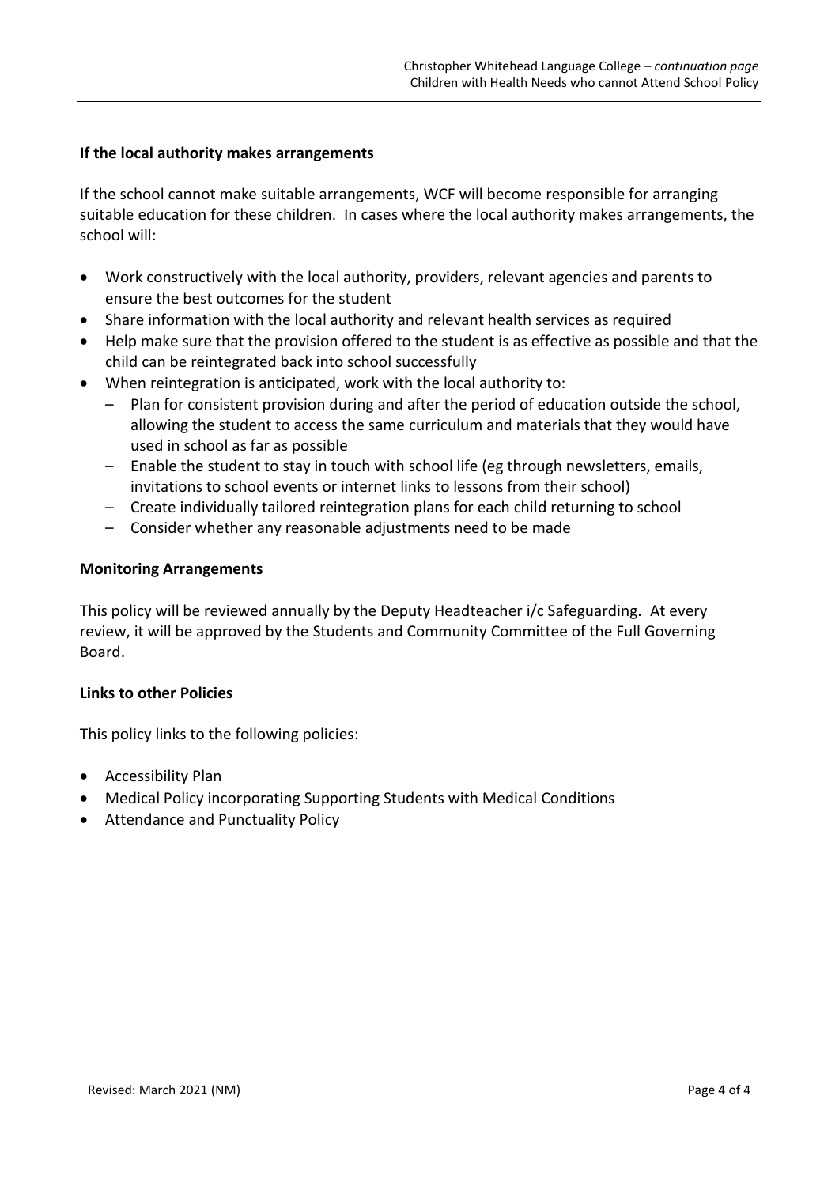**If the local authority makes arrangements**

If the school cannot make suitable arrangements, WCF will become responsible for arranging suitable education for these children. In cases where the local authority makes arrangements, the school will:

- Work constructively with the local authority, providers, relevant agencies and parents to ensure the best outcomes for the student
- Share information with the local authority and relevant health services as required
- Help make sure that the provision offered to the student is as effective as possible and that the child can be reintegrated back into school successfully
- When reintegration is anticipated, work with the local authority to:
  - Plan for consistent provision during and after the period of education outside the school, allowing the student to access the same curriculum and materials that they would have used in school as far as possible
  - Enable the student to stay in touch with school life (eg through newsletters, emails, invitations to school events or internet links to lessons from their school)
  - Create individually tailored reintegration plans for each child returning to school
  - Consider whether any reasonable adjustments need to be made

**Monitoring Arrangements**

This policy will be reviewed annually by the Deputy Headteacher i/c Safeguarding. At every review, it will be approved by the Students and Community Committee of the Full Governing Board.

**Links to other Policies**

This policy links to the following policies:

- Accessibility Plan
- Medical Policy incorporating Supporting Students with Medical Conditions
- Attendance and Punctuality Policy